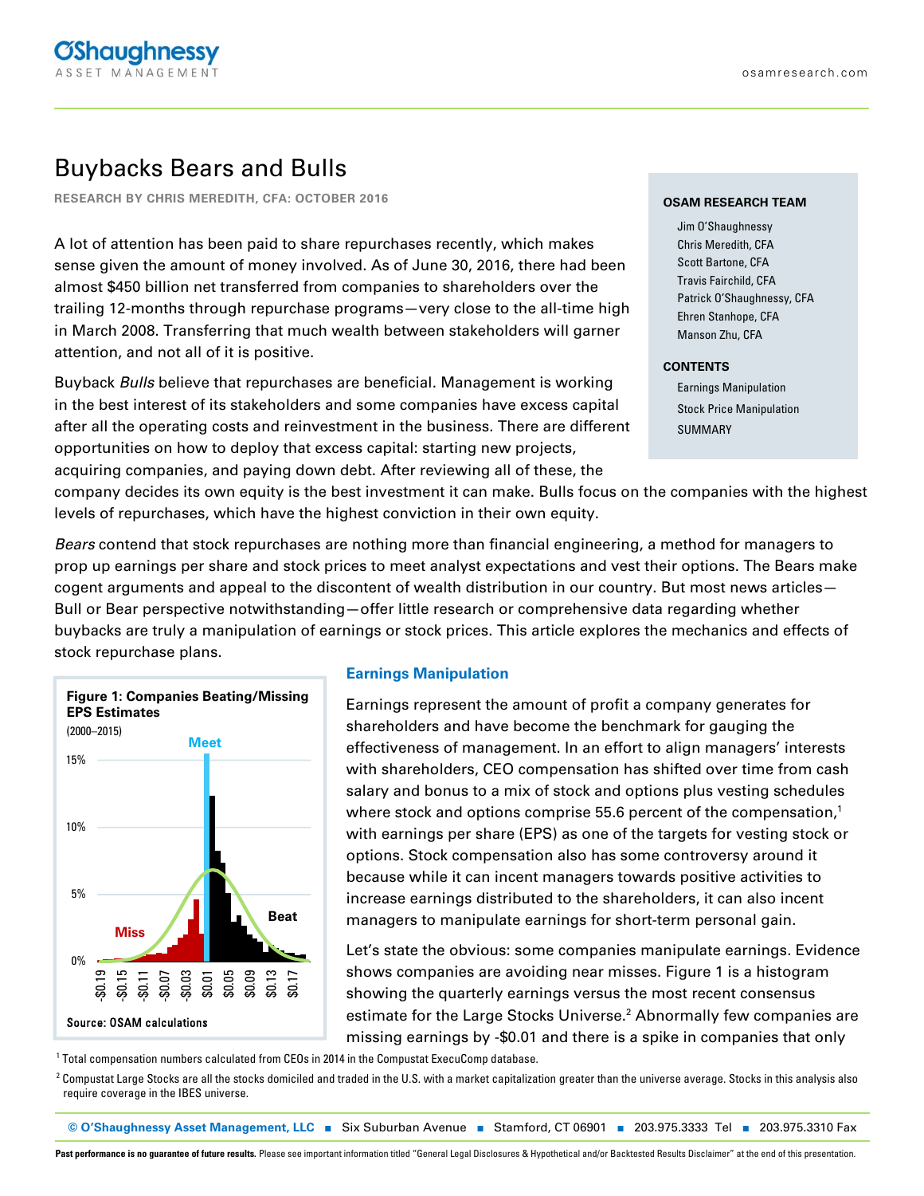# Buybacks Bears and Bulls

**RESEARCH BY CHRIS MEREDITH, CFA: OCTOBER 2016**

**OSAM RESEARCH TEAM**

- Jim O'Shaughnessy
- Chris Meredith, CFA
- Scott Bartone, CFA
- Travis Fairchild, CFA
- Patrick O'Shaughnessy, CFA
- Ehren Stanhope, CFA
- Manson Zhu, CFA

**CONTENTS**

- Earnings Manipulation
- Stock Price Manipulation
- SUMMARY

A lot of attention has been paid to share repurchases recently, which makes sense given the amount of money involved. As of June 30, 2016, there had been almost $450 billion net transferred from companies to shareholders over the trailing 12-months through repurchase programs—very close to the all-time high in March 2008. Transferring that much wealth between stakeholders will garner attention, and not all of it is positive.

Buyback *Bulls* believe that repurchases are beneficial. Management is working in the best interest of its stakeholders and some companies have excess capital after all the operating costs and reinvestment in the business. There are different opportunities on how to deploy that excess capital: starting new projects, acquiring companies, and paying down debt. After reviewing all of these, the company decides its own equity is the best investment it can make. Bulls focus on the companies with the highest levels of repurchases, which have the highest conviction in their own equity.

*Bears* contend that stock repurchases are nothing more than financial engineering, a method for managers to prop up earnings per share and stock prices to meet analyst expectations and vest their options. The Bears make cogent arguments and appeal to the discontent of wealth distribution in our country. But most news articles—Bull or Bear perspective notwithstanding—offer little research or comprehensive data regarding whether buybacks are truly a manipulation of earnings or stock prices. This article explores the mechanics and effects of stock repurchase plans.

**Figure 1: Companies Beating/Missing EPS Estimates**
(2000–2015)

Source: OSAM calculations

## Earnings Manipulation

Earnings represent the amount of profit a company generates for shareholders and have become the benchmark for gauging the effectiveness of management. In an effort to align managers' interests with shareholders, CEO compensation has shifted over time from cash salary and bonus to a mix of stock and options plus vesting schedules where stock and options comprise 55.6 percent of the compensation,[1] with earnings per share (EPS) as one of the targets for vesting stock or options. Stock compensation also has some controversy around it because while it can incent managers towards positive activities to increase earnings distributed to the shareholders, it can also incent managers to manipulate earnings for short-term personal gain.

Let's state the obvious: some companies manipulate earnings. Evidence shows companies are avoiding near misses. Figure 1 is a histogram showing the quarterly earnings versus the most recent consensus estimate for the Large Stocks Universe.[2] Abnormally few companies are missing earnings by -$0.01 and there is a spike in companies that only

[1] Total compensation numbers calculated from CEOs in 2014 in the Compustat ExecuComp database.

[2] Compustat Large Stocks are all the stocks domiciled and traded in the U.S. with a market capitalization greater than the universe average. Stocks in this analysis also require coverage in the IBES universe.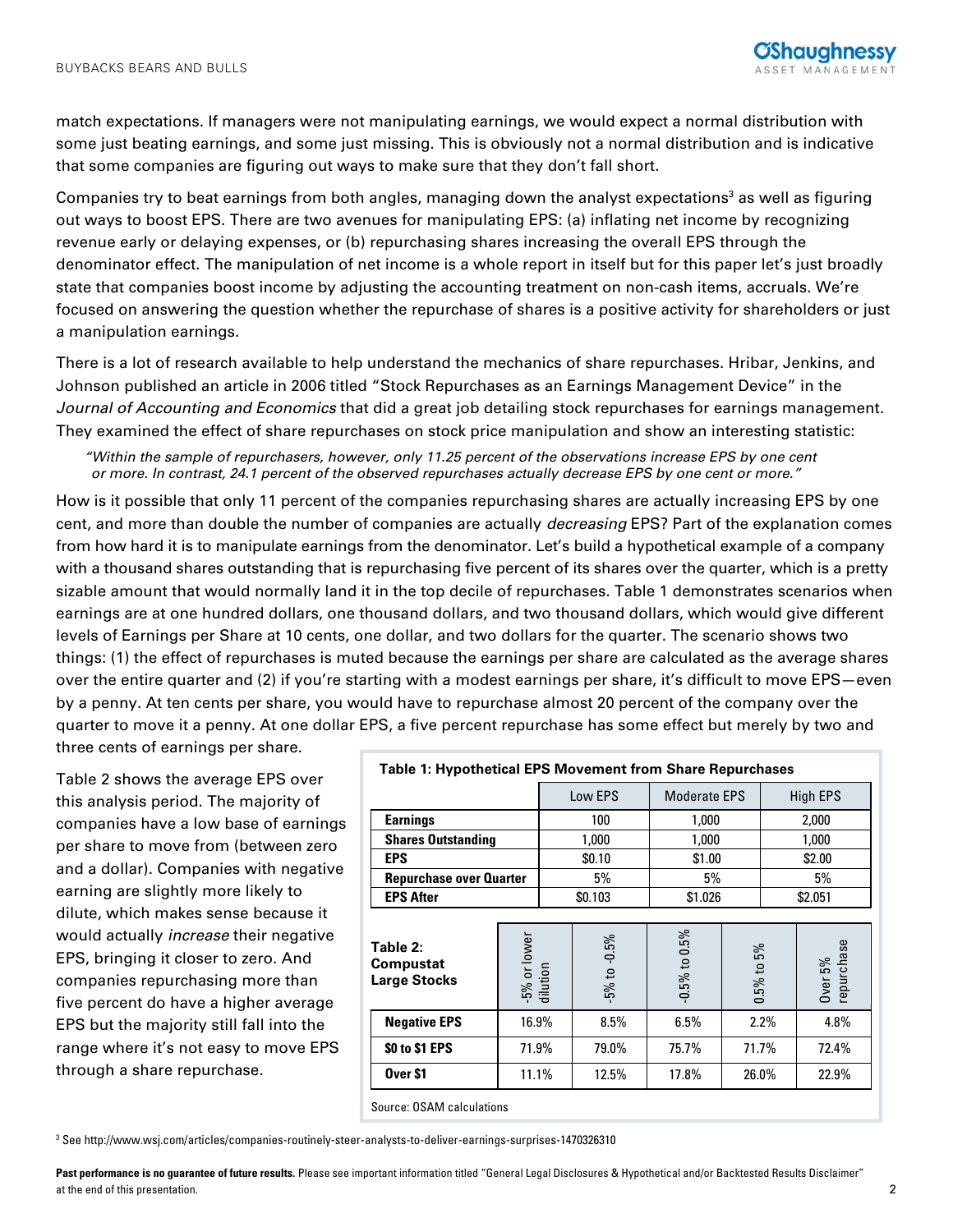match expectations. If managers were not manipulating earnings, we would expect a normal distribution with some just beating earnings, and some just missing. This is obviously not a normal distribution and is indicative that some companies are figuring out ways to make sure that they don't fall short.

Companies try to beat earnings from both angles, managing down the analyst expectations[3] as well as figuring out ways to boost EPS. There are two avenues for manipulating EPS: (a) inflating net income by recognizing revenue early or delaying expenses, or (b) repurchasing shares increasing the overall EPS through the denominator effect. The manipulation of net income is a whole report in itself but for this paper let's just broadly state that companies boost income by adjusting the accounting treatment on non-cash items, accruals. We're focused on answering the question whether the repurchase of shares is a positive activity for shareholders or just a manipulation earnings.

There is a lot of research available to help understand the mechanics of share repurchases. Hribar, Jenkins, and Johnson published an article in 2006 titled "Stock Repurchases as an Earnings Management Device" in the *Journal of Accounting and Economics* that did a great job detailing stock repurchases for earnings management. They examined the effect of share repurchases on stock price manipulation and show an interesting statistic:

> *"Within the sample of repurchasers, however, only 11.25 percent of the observations increase EPS by one cent or more. In contrast, 24.1 percent of the observed repurchases actually decrease EPS by one cent or more."*

How is it possible that only 11 percent of the companies repurchasing shares are actually increasing EPS by one cent, and more than double the number of companies are actually *decreasing* EPS? Part of the explanation comes from how hard it is to manipulate earnings from the denominator. Let's build a hypothetical example of a company with a thousand shares outstanding that is repurchasing five percent of its shares over the quarter, which is a pretty sizable amount that would normally land it in the top decile of repurchases. Table 1 demonstrates scenarios when earnings are at one hundred dollars, one thousand dollars, and two thousand dollars, which would give different levels of Earnings per Share at 10 cents, one dollar, and two dollars for the quarter. The scenario shows two things: (1) the effect of repurchases is muted because the earnings per share are calculated as the average shares over the entire quarter and (2) if you're starting with a modest earnings per share, it's difficult to move EPS—even by a penny. At ten cents per share, you would have to repurchase almost 20 percent of the company over the quarter to move it a penny. At one dollar EPS, a five percent repurchase has some effect but merely by two and three cents of earnings per share.

Table 2 shows the average EPS over this analysis period. The majority of companies have a low base of earnings per share to move from (between zero and a dollar). Companies with negative earning are slightly more likely to dilute, which makes sense because it would actually *increase* their negative EPS, bringing it closer to zero. And companies repurchasing more than five percent do have a higher average EPS but the majority still fall into the range where it's not easy to move EPS through a share repurchase.

**Table 1: Hypothetical EPS Movement from Share Repurchases**

| | Low EPS | Moderate EPS | High EPS |
|---|---|---|---|
| **Earnings** | 100 | 1,000 | 2,000 |
| **Shares Outstanding** | 1,000 | 1,000 | 1,000 |
| **EPS** | $0.10 | $1.00 | $2.00 |
| **Repurchase over Quarter** | 5% | 5% | 5% |
| **EPS After** | $0.103 | $1.026 | $2.051 |

| **Table 2: Compustat Large Stocks** | -5% or lower dilution | -5% to -0.5% | -0.5% to 0.5% | 0.5% to 5% | Over 5% repurchase |
|---|---|---|---|---|---|
| **Negative EPS** | 16.9% | 8.5% | 6.5% | 2.2% | 4.8% |
| **$0 to $1 EPS** | 71.9% | 79.0% | 75.7% | 71.7% | 72.4% |
| **Over $1** | 11.1% | 12.5% | 17.8% | 26.0% | 22.9% |

Source: OSAM calculations

[3] See http://www.wsj.com/articles/companies-routinely-steer-analysts-to-deliver-earnings-surprises-1470326310

**Past performance is no guarantee of future results.** Please see important information titled "General Legal Disclosures & Hypothetical and/or Backtested Results Disclaimer" at the end of this presentation.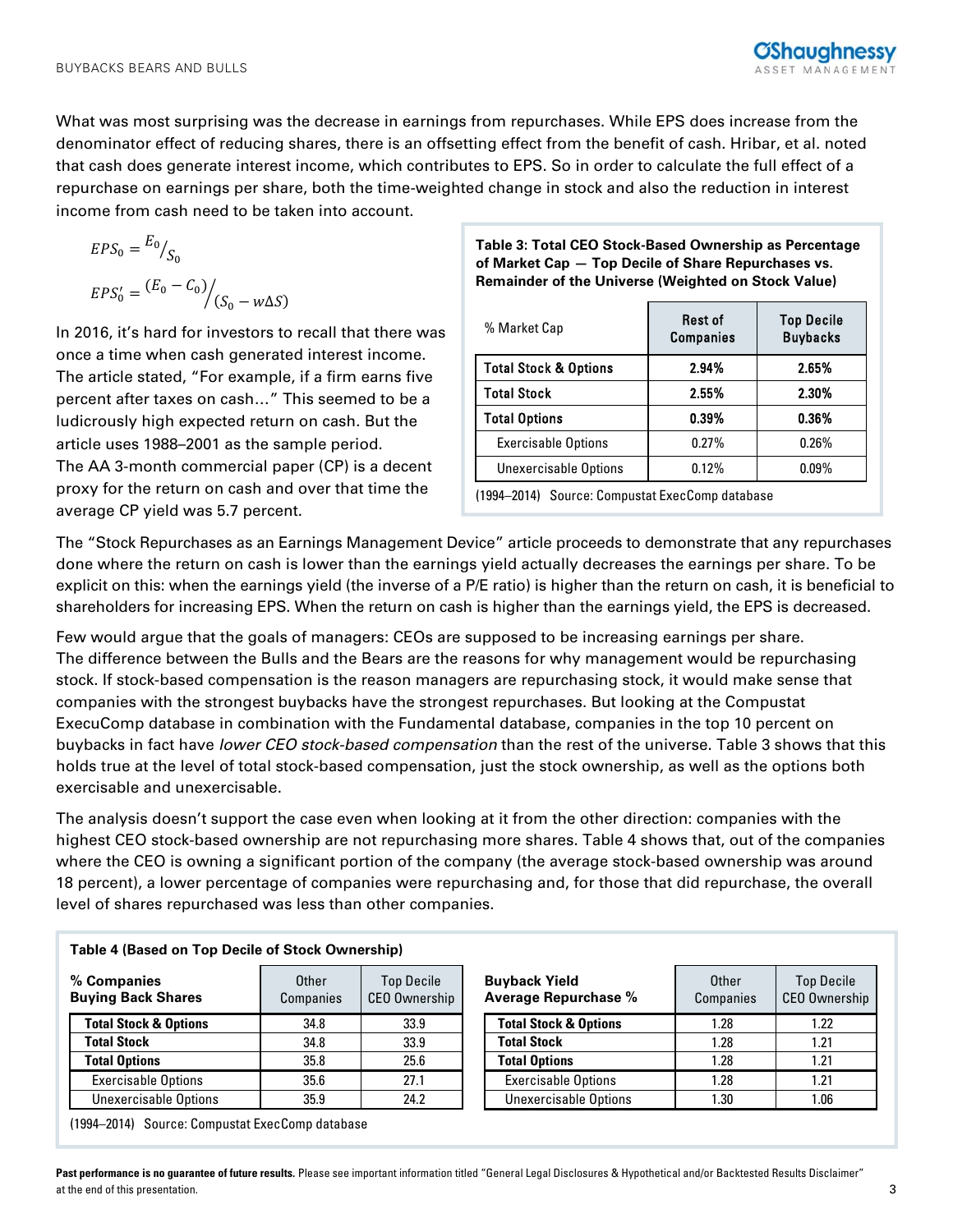What was most surprising was the decrease in earnings from repurchases. While EPS does increase from the denominator effect of reducing shares, there is an offsetting effect from the benefit of cash. Hribar, et al. noted that cash does generate interest income, which contributes to EPS. So in order to calculate the full effect of a repurchase on earnings per share, both the time-weighted change in stock and also the reduction in interest income from cash need to be taken into account.

$$EPS_0 = {}^{E_0}/_{S_0}$$

$$EPS_0' = {}^{(E_0 - C_0)}/_{(S_0 - w\Delta S)}$$

In 2016, it's hard for investors to recall that there was once a time when cash generated interest income. The article stated, "For example, if a firm earns five percent after taxes on cash…" This seemed to be a ludicrously high expected return on cash. But the article uses 1988–2001 as the sample period. The AA 3-month commercial paper (CP) is a decent proxy for the return on cash and over that time the average CP yield was 5.7 percent.

**Table 3: Total CEO Stock-Based Ownership as Percentage of Market Cap — Top Decile of Share Repurchases vs. Remainder of the Universe (Weighted on Stock Value)**

| % Market Cap | Rest of Companies | Top Decile Buybacks |
|---|---|---|
| **Total Stock & Options** | **2.94%** | **2.65%** |
| **Total Stock** | **2.55%** | **2.30%** |
| **Total Options** | **0.39%** | **0.36%** |
| Exercisable Options | 0.27% | 0.26% |
| Unexercisable Options | 0.12% | 0.09% |

(1994–2014) Source: Compustat ExecComp database

The "Stock Repurchases as an Earnings Management Device" article proceeds to demonstrate that any repurchases done where the return on cash is lower than the earnings yield actually decreases the earnings per share. To be explicit on this: when the earnings yield (the inverse of a P/E ratio) is higher than the return on cash, it is beneficial to shareholders for increasing EPS. When the return on cash is higher than the earnings yield, the EPS is decreased.

Few would argue that the goals of managers: CEOs are supposed to be increasing earnings per share. The difference between the Bulls and the Bears are the reasons for why management would be repurchasing stock. If stock-based compensation is the reason managers are repurchasing stock, it would make sense that companies with the strongest buybacks have the strongest repurchases. But looking at the Compustat ExecuComp database in combination with the Fundamental database, companies in the top 10 percent on buybacks in fact have *lower CEO stock-based compensation* than the rest of the universe. Table 3 shows that this holds true at the level of total stock-based compensation, just the stock ownership, as well as the options both exercisable and unexercisable.

The analysis doesn't support the case even when looking at it from the other direction: companies with the highest CEO stock-based ownership are not repurchasing more shares. Table 4 shows that, out of the companies where the CEO is owning a significant portion of the company (the average stock-based ownership was around 18 percent), a lower percentage of companies were repurchasing and, for those that did repurchase, the overall level of shares repurchased was less than other companies.

**Table 4 (Based on Top Decile of Stock Ownership)**

| **% Companies Buying Back Shares** | Other Companies | Top Decile CEO Ownership |
|---|---|---|
| **Total Stock & Options** | 34.8 | 33.9 |
| **Total Stock** | 34.8 | 33.9 |
| **Total Options** | 35.8 | 25.6 |
| Exercisable Options | 35.6 | 27.1 |
| Unexercisable Options | 35.9 | 24.2 |

| **Buyback Yield Average Repurchase %** | Other Companies | Top Decile CEO Ownership |
|---|---|---|
| **Total Stock & Options** | 1.28 | 1.22 |
| **Total Stock** | 1.28 | 1.21 |
| **Total Options** | 1.28 | 1.21 |
| Exercisable Options | 1.28 | 1.21 |
| Unexercisable Options | 1.30 | 1.06 |

(1994–2014) Source: Compustat ExecComp database

**Past performance is no guarantee of future results.** Please see important information titled "General Legal Disclosures & Hypothetical and/or Backtested Results Disclaimer" at the end of this presentation.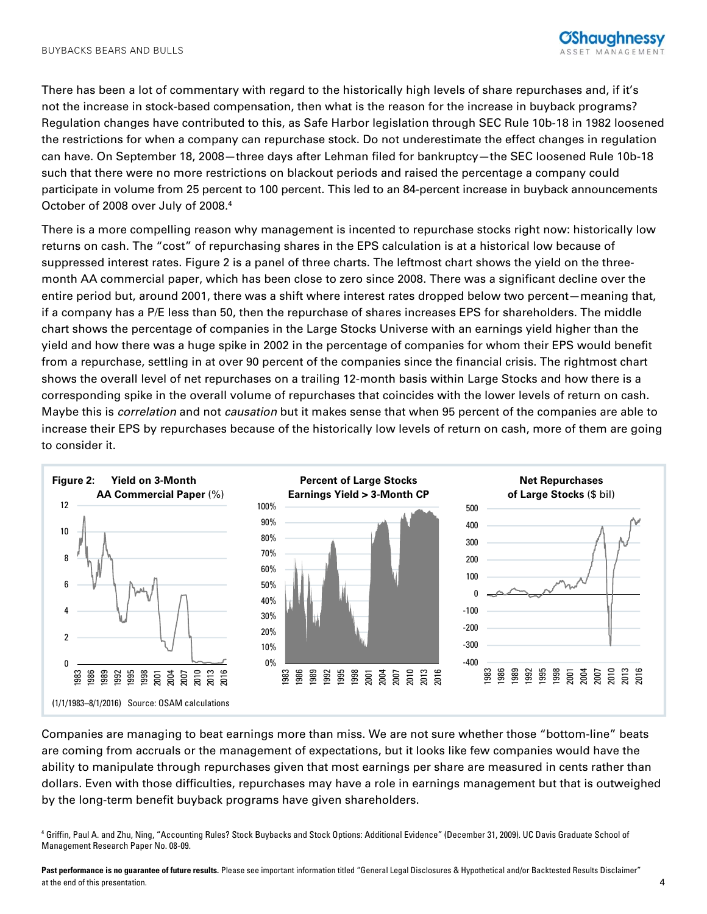There has been a lot of commentary with regard to the historically high levels of share repurchases and, if it's not the increase in stock-based compensation, then what is the reason for the increase in buyback programs? Regulation changes have contributed to this, as Safe Harbor legislation through SEC Rule 10b-18 in 1982 loosened the restrictions for when a company can repurchase stock. Do not underestimate the effect changes in regulation can have. On September 18, 2008—three days after Lehman filed for bankruptcy—the SEC loosened Rule 10b-18 such that there were no more restrictions on blackout periods and raised the percentage a company could participate in volume from 25 percent to 100 percent. This led to an 84-percent increase in buyback announcements October of 2008 over July of 2008.[4]

There is a more compelling reason why management is incented to repurchase stocks right now: historically low returns on cash. The "cost" of repurchasing shares in the EPS calculation is at a historical low because of suppressed interest rates. Figure 2 is a panel of three charts. The leftmost chart shows the yield on the three-month AA commercial paper, which has been close to zero since 2008. There was a significant decline over the entire period but, around 2001, there was a shift where interest rates dropped below two percent—meaning that, if a company has a P/E less than 50, then the repurchase of shares increases EPS for shareholders. The middle chart shows the percentage of companies in the Large Stocks Universe with an earnings yield higher than the yield and how there was a huge spike in 2002 in the percentage of companies for whom their EPS would benefit from a repurchase, settling in at over 90 percent of the companies since the financial crisis. The rightmost chart shows the overall level of net repurchases on a trailing 12-month basis within Large Stocks and how there is a corresponding spike in the overall volume of repurchases that coincides with the lower levels of return on cash. Maybe this is *correlation* and not *causation* but it makes sense that when 95 percent of the companies are able to increase their EPS by repurchases because of the historically low levels of return on cash, more of them are going to consider it.

**Figure 2: Yield on 3-Month AA Commercial Paper** (%) | **Percent of Large Stocks Earnings Yield > 3-Month CP** | **Net Repurchases of Large Stocks** ($ bil)

(1/1/1983–8/1/2016) Source: OSAM calculations

Companies are managing to beat earnings more than miss. We are not sure whether those "bottom-line" beats are coming from accruals or the management of expectations, but it looks like few companies would have the ability to manipulate through repurchases given that most earnings per share are measured in cents rather than dollars. Even with those difficulties, repurchases may have a role in earnings management but that is outweighed by the long-term benefit buyback programs have given shareholders.

[4] Griffin, Paul A. and Zhu, Ning, "Accounting Rules? Stock Buybacks and Stock Options: Additional Evidence" (December 31, 2009). UC Davis Graduate School of Management Research Paper No. 08-09.

**Past performance is no guarantee of future results.** Please see important information titled "General Legal Disclosures & Hypothetical and/or Backtested Results Disclaimer" at the end of this presentation.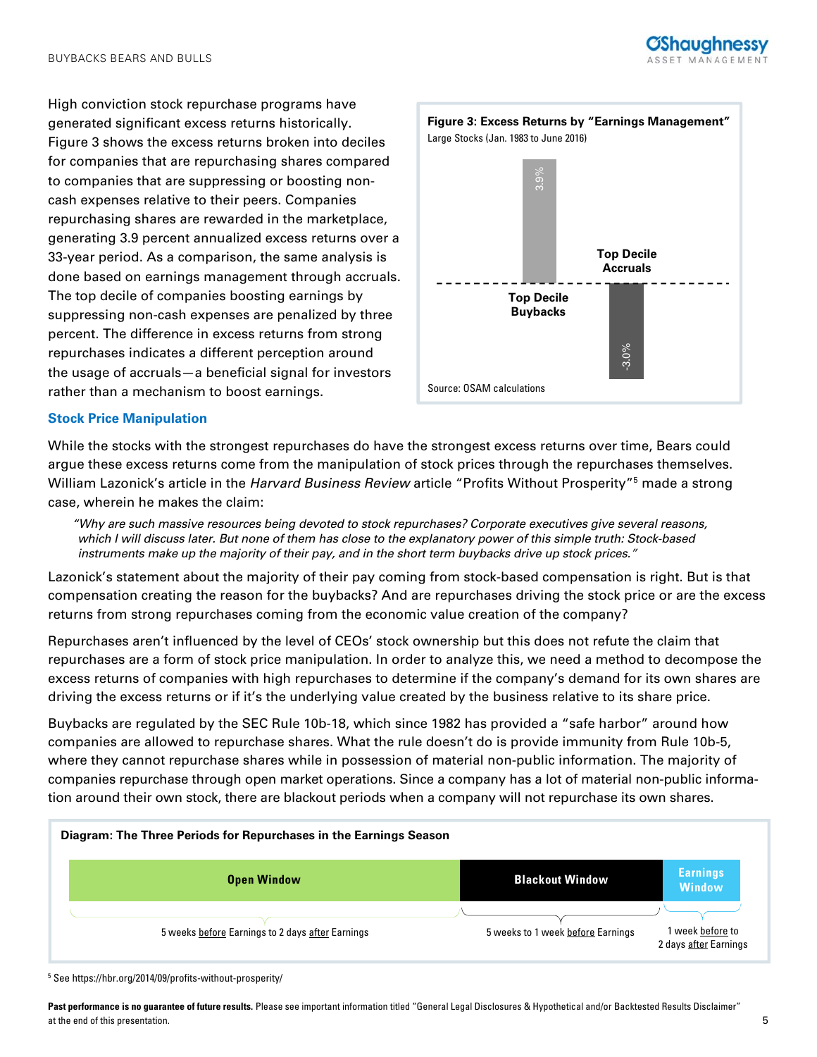High conviction stock repurchase programs have generated significant excess returns historically. Figure 3 shows the excess returns broken into deciles for companies that are repurchasing shares compared to companies that are suppressing or boosting non-cash expenses relative to their peers. Companies repurchasing shares are rewarded in the marketplace, generating 3.9 percent annualized excess returns over a 33-year period. As a comparison, the same analysis is done based on earnings management through accruals. The top decile of companies boosting earnings by suppressing non-cash expenses are penalized by three percent. The difference in excess returns from strong repurchases indicates a different perception around the usage of accruals—a beneficial signal for investors rather than a mechanism to boost earnings.

**Figure 3: Excess Returns by "Earnings Management"**
Large Stocks (Jan. 1983 to June 2016)

| | Excess Return |
|---|---|
| Top Decile Buybacks | 3.9% |
| Top Decile Accruals | -3.0% |

Source: OSAM calculations

## Stock Price Manipulation

While the stocks with the strongest repurchases do have the strongest excess returns over time, Bears could argue these excess returns come from the manipulation of stock prices through the repurchases themselves. William Lazonick's article in the *Harvard Business Review* article "Profits Without Prosperity"[5] made a strong case, wherein he makes the claim:

> *"Why are such massive resources being devoted to stock repurchases? Corporate executives give several reasons, which I will discuss later. But none of them has close to the explanatory power of this simple truth: Stock-based instruments make up the majority of their pay, and in the short term buybacks drive up stock prices."*

Lazonick's statement about the majority of their pay coming from stock-based compensation is right. But is that compensation creating the reason for the buybacks? And are repurchases driving the stock price or are the excess returns from strong repurchases coming from the economic value creation of the company?

Repurchases aren't influenced by the level of CEOs' stock ownership but this does not refute the claim that repurchases are a form of stock price manipulation. In order to analyze this, we need a method to decompose the excess returns of companies with high repurchases to determine if the company's demand for its own shares are driving the excess returns or if it's the underlying value created by the business relative to its share price.

Buybacks are regulated by the SEC Rule 10b-18, which since 1982 has provided a "safe harbor" around how companies are allowed to repurchase shares. What the rule doesn't do is provide immunity from Rule 10b-5, where they cannot repurchase shares while in possession of material non-public information. The majority of companies repurchase through open market operations. Since a company has a lot of material non-public information around their own stock, there are blackout periods when a company will not repurchase its own shares.

**Diagram: The Three Periods for Repurchases in the Earnings Season**

| Open Window | Blackout Window | Earnings Window |
|---|---|---|
| 5 weeks before Earnings to 2 days after Earnings | 5 weeks to 1 week before Earnings | 1 week before to 2 days after Earnings |

[5] See https://hbr.org/2014/09/profits-without-prosperity/

**Past performance is no guarantee of future results.** Please see important information titled "General Legal Disclosures & Hypothetical and/or Backtested Results Disclaimer" at the end of this presentation.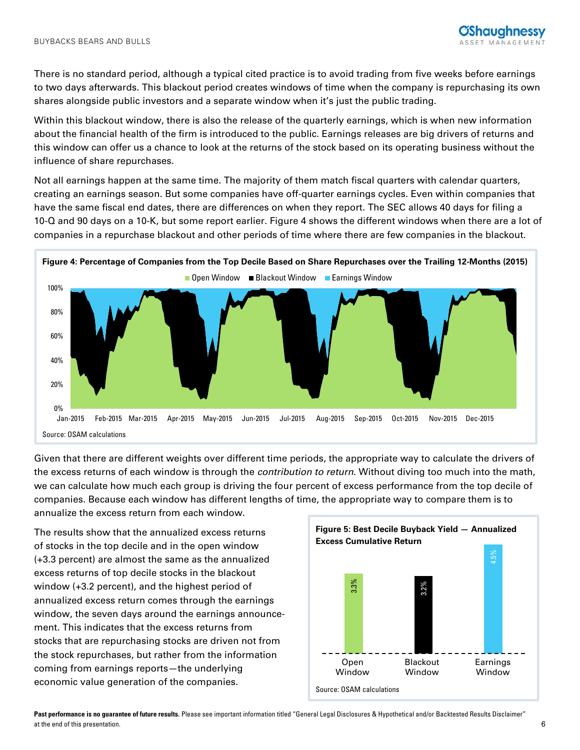There is no standard period, although a typical cited practice is to avoid trading from five weeks before earnings to two days afterwards. This blackout period creates windows of time when the company is repurchasing its own shares alongside public investors and a separate window when it's just the public trading.

Within this blackout window, there is also the release of the quarterly earnings, which is when new information about the financial health of the firm is introduced to the public. Earnings releases are big drivers of returns and this window can offer us a chance to look at the returns of the stock based on its operating business without the influence of share repurchases.

Not all earnings happen at the same time. The majority of them match fiscal quarters with calendar quarters, creating an earnings season. But some companies have off-quarter earnings cycles. Even within companies that have the same fiscal end dates, there are differences on when they report. The SEC allows 40 days for filing a 10-Q and 90 days on a 10-K, but some report earlier. Figure 4 shows the different windows when there are a lot of companies in a repurchase blackout and other periods of time where there are few companies in the blackout.

**Figure 4: Percentage of Companies from the Top Decile Based on Share Repurchases over the Trailing 12-Months (2015)**

Source: OSAM calculations

Given that there are different weights over different time periods, the appropriate way to calculate the drivers of the excess returns of each window is through the *contribution to return*. Without diving too much into the math, we can calculate how much each group is driving the four percent of excess performance from the top decile of companies. Because each window has different lengths of time, the appropriate way to compare them is to annualize the excess return from each window.

The results show that the annualized excess returns of stocks in the top decile and in the open window (+3.3 percent) are almost the same as the annualized excess returns of top decile stocks in the blackout window (+3.2 percent), and the highest period of annualized excess return comes through the earnings window, the seven days around the earnings announcement. This indicates that the excess returns from stocks that are repurchasing stocks are driven not from the stock repurchases, but rather from the information coming from earnings reports—the underlying economic value generation of the companies.

**Figure 5: Best Decile Buyback Yield — Annualized Excess Cumulative Return**

| Open Window | Blackout Window | Earnings Window |
|---|---|---|
| 3.3% | 3.2% | 4.5% |

Source: OSAM calculations

**Past performance is no guarantee of future results.** Please see important information titled "General Legal Disclosures & Hypothetical and/or Backtested Results Disclaimer" at the end of this presentation.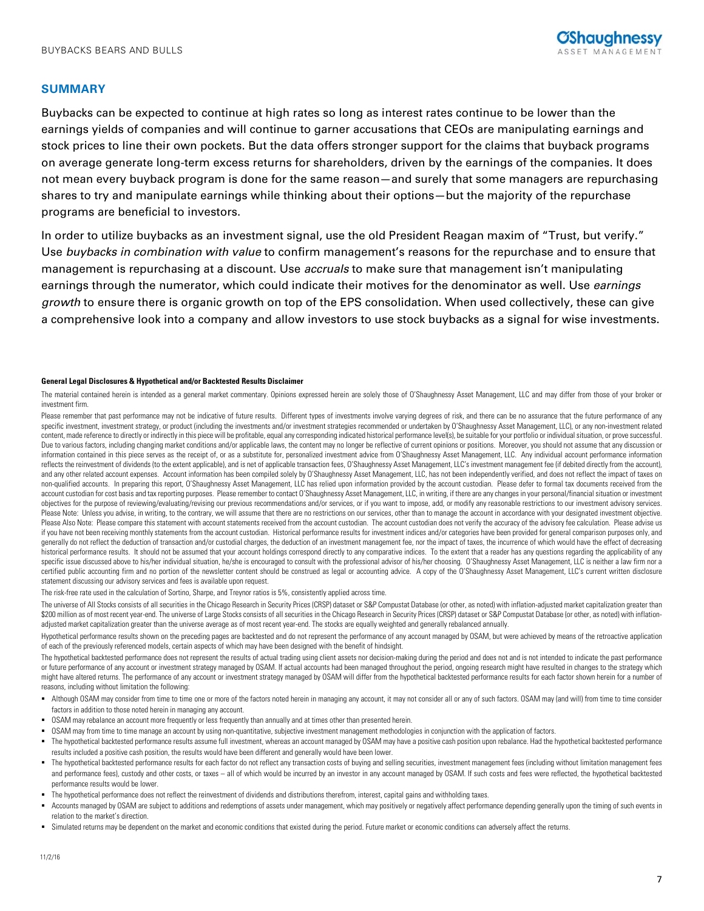## SUMMARY

Buybacks can be expected to continue at high rates so long as interest rates continue to be lower than the earnings yields of companies and will continue to garner accusations that CEOs are manipulating earnings and stock prices to line their own pockets. But the data offers stronger support for the claims that buyback programs on average generate long-term excess returns for shareholders, driven by the earnings of the companies. It does not mean every buyback program is done for the same reason—and surely that some managers are repurchasing shares to try and manipulate earnings while thinking about their options—but the majority of the repurchase programs are beneficial to investors.

In order to utilize buybacks as an investment signal, use the old President Reagan maxim of "Trust, but verify." Use *buybacks in combination with value* to confirm management's reasons for the repurchase and to ensure that management is repurchasing at a discount. Use *accruals* to make sure that management isn't manipulating earnings through the numerator, which could indicate their motives for the denominator as well. Use *earnings growth* to ensure there is organic growth on top of the EPS consolidation. When used collectively, these can give a comprehensive look into a company and allow investors to use stock buybacks as a signal for wise investments.

**General Legal Disclosures & Hypothetical and/or Backtested Results Disclaimer**

The material contained herein is intended as a general market commentary. Opinions expressed herein are solely those of O'Shaughnessy Asset Management, LLC and may differ from those of your broker or investment firm.

Please remember that past performance may not be indicative of future results. Different types of investments involve varying degrees of risk, and there can be no assurance that the future performance of any specific investment, investment strategy, or product (including the investments and/or investment strategies recommended or undertaken by O'Shaughnessy Asset Management, LLC), or any non-investment related content, made reference to directly or indirectly in this piece will be profitable, equal any corresponding indicated historical performance level(s), be suitable for your portfolio or individual situation, or prove successful. Due to various factors, including changing market conditions and/or applicable laws, the content may no longer be reflective of current opinions or positions. Moreover, you should not assume that any discussion or information contained in this piece serves as the receipt of, or as a substitute for, personalized investment advice from O'Shaughnessy Asset Management, LLC. Any individual account performance information reflects the reinvestment of dividends (to the extent applicable), and is net of applicable transaction fees, O'Shaughnessy Asset Management, LLC's investment management fee (if debited directly from the account), and any other related account expenses. Account information has been compiled solely by O'Shaughnessy Asset Management, LLC, has not been independently verified, and does not reflect the impact of taxes on non-qualified accounts. In preparing this report, O'Shaughnessy Asset Management, LLC has relied upon information provided by the account custodian. Please defer to formal tax documents received from the account custodian for cost basis and tax reporting purposes. Please remember to contact O'Shaughnessy Asset Management, LLC, in writing, if there are any changes in your personal/financial situation or investment objectives for the purpose of reviewing/evaluating/revising our previous recommendations and/or services, or if you want to impose, add, or modify any reasonable restrictions to our investment advisory services. Please Note: Unless you advise, in writing, to the contrary, we will assume that there are no restrictions on our services, other than to manage the account in accordance with your designated investment objective. Please Also Note: Please compare this statement with account statements received from the account custodian. The account custodian does not verify the accuracy of the advisory fee calculation. Please advise us if you have not been receiving monthly statements from the account custodian. Historical performance results for investment indices and/or categories have been provided for general comparison purposes only, and generally do not reflect the deduction of transaction and/or custodial charges, the deduction of an investment management fee, nor the impact of taxes, the incurrence of which would have the effect of decreasing historical performance results. It should not be assumed that your account holdings correspond directly to any comparative indices. To the extent that a reader has any questions regarding the applicability of any specific issue discussed above to his/her individual situation, he/she is encouraged to consult with the professional advisor of his/her choosing. O'Shaughnessy Asset Management, LLC is neither a law firm nor a certified public accounting firm and no portion of the newsletter content should be construed as legal or accounting advice. A copy of the O'Shaughnessy Asset Management, LLC's current written disclosure statement discussing our advisory services and fees is available upon request.

The risk-free rate used in the calculation of Sortino, Sharpe, and Treynor ratios is 5%, consistently applied across time.

The universe of All Stocks consists of all securities in the Chicago Research in Security Prices (CRSP) dataset or S&P Compustat Database (or other, as noted) with inflation-adjusted market capitalization greater than \$200 million as of most recent year-end. The universe of Large Stocks consists of all securities in the Chicago Research in Security Prices (CRSP) dataset or S&P Compustat Database (or other, as noted) with inflation-adjusted market capitalization greater than the universe average as of most recent year-end. The stocks are equally weighted and generally rebalanced annually.

Hypothetical performance results shown on the preceding pages are backtested and do not represent the performance of any account managed by OSAM, but were achieved by means of the retroactive application of each of the previously referenced models, certain aspects of which may have been designed with the benefit of hindsight.

The hypothetical backtested performance does not represent the results of actual trading using client assets nor decision-making during the period and does not and is not intended to indicate the past performance or future performance of any account or investment strategy managed by OSAM. If actual accounts had been managed throughout the period, ongoing research might have resulted in changes to the strategy which might have altered returns. The performance of any account or investment strategy managed by OSAM will differ from the hypothetical backtested performance results for each factor shown herein for a number of reasons, including without limitation the following:

- Although OSAM may consider from time to time one or more of the factors noted herein in managing any account, it may not consider all or any of such factors. OSAM may (and will) from time to time consider factors in addition to those noted herein in managing any account.
- OSAM may rebalance an account more frequently or less frequently than annually and at times other than presented herein.
- OSAM may from time to time manage an account by using non-quantitative, subjective investment management methodologies in conjunction with the application of factors.
- The hypothetical backtested performance results assume full investment, whereas an account managed by OSAM may have a positive cash position upon rebalance. Had the hypothetical backtested performance results included a positive cash position, the results would have been different and generally would have been lower.
- The hypothetical backtested performance results for each factor do not reflect any transaction costs of buying and selling securities, investment management fees (including without limitation management fees and performance fees), custody and other costs, or taxes – all of which would be incurred by an investor in any account managed by OSAM. If such costs and fees were reflected, the hypothetical backtested performance results would be lower.
- The hypothetical performance does not reflect the reinvestment of dividends and distributions therefrom, interest, capital gains and withholding taxes.
- Accounts managed by OSAM are subject to additions and redemptions of assets under management, which may positively or negatively affect performance depending generally upon the timing of such events in relation to the market's direction.
- Simulated returns may be dependent on the market and economic conditions that existed during the period. Future market or economic conditions can adversely affect the returns.

11/2/16